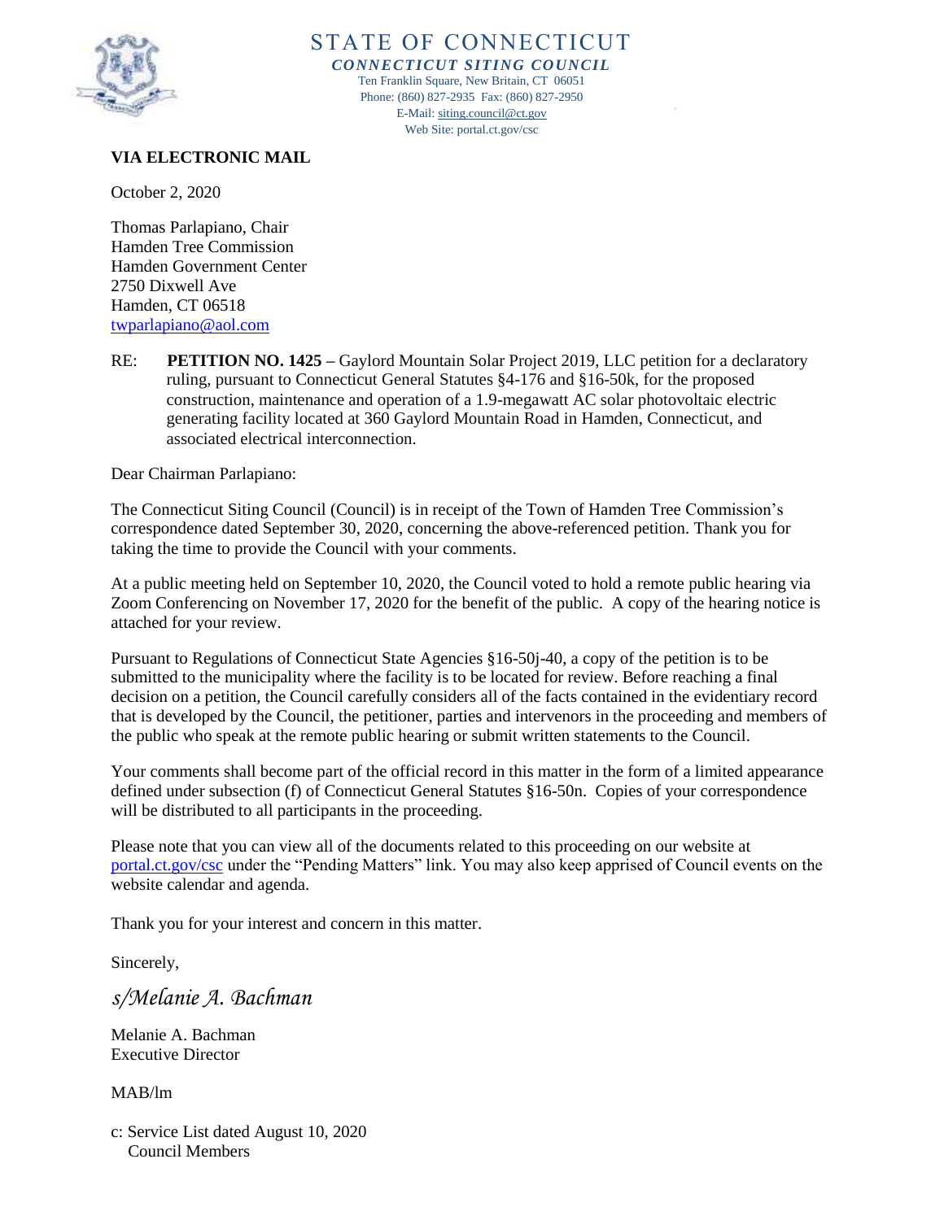# STATE OF CONNECTICUT

***CONNECTICUT SITING COUNCIL***

Ten Franklin Square, New Britain, CT 06051
Phone: (860) 827-2935 Fax: (860) 827-2950
E-Mail: siting.council@ct.gov
Web Site: portal.ct.gov/csc

**VIA ELECTRONIC MAIL**

October 2, 2020

Thomas Parlapiano, Chair
Hamden Tree Commission
Hamden Government Center
2750 Dixwell Ave
Hamden, CT 06518
twparlapiano@aol.com

RE: **PETITION NO. 1425 –** Gaylord Mountain Solar Project 2019, LLC petition for a declaratory ruling, pursuant to Connecticut General Statutes §4-176 and §16-50k, for the proposed construction, maintenance and operation of a 1.9-megawatt AC solar photovoltaic electric generating facility located at 360 Gaylord Mountain Road in Hamden, Connecticut, and associated electrical interconnection.

Dear Chairman Parlapiano:

The Connecticut Siting Council (Council) is in receipt of the Town of Hamden Tree Commission's correspondence dated September 30, 2020, concerning the above-referenced petition. Thank you for taking the time to provide the Council with your comments.

At a public meeting held on September 10, 2020, the Council voted to hold a remote public hearing via Zoom Conferencing on November 17, 2020 for the benefit of the public. A copy of the hearing notice is attached for your review.

Pursuant to Regulations of Connecticut State Agencies §16-50j-40, a copy of the petition is to be submitted to the municipality where the facility is to be located for review. Before reaching a final decision on a petition, the Council carefully considers all of the facts contained in the evidentiary record that is developed by the Council, the petitioner, parties and intervenors in the proceeding and members of the public who speak at the remote public hearing or submit written statements to the Council.

Your comments shall become part of the official record in this matter in the form of a limited appearance defined under subsection (f) of Connecticut General Statutes §16-50n. Copies of your correspondence will be distributed to all participants in the proceeding.

Please note that you can view all of the documents related to this proceeding on our website at portal.ct.gov/csc under the "Pending Matters" link. You may also keep apprised of Council events on the website calendar and agenda.

Thank you for your interest and concern in this matter.

Sincerely,

*s/Melanie A. Bachman*

Melanie A. Bachman
Executive Director

MAB/lm

c: Service List dated August 10, 2020
Council Members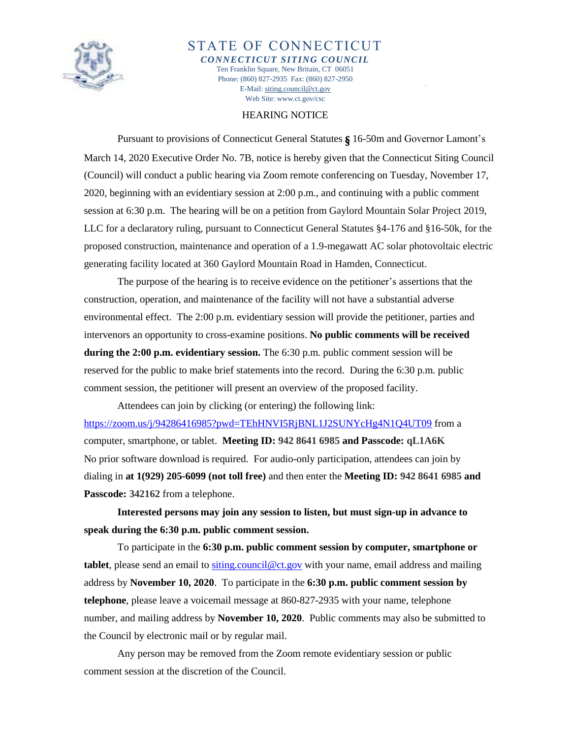# STATE OF CONNECTICUT

***CONNECTICUT SITING COUNCIL***

Ten Franklin Square, New Britain, CT 06051
Phone: (860) 827-2935 Fax: (860) 827-2950
E-Mail: siting.council@ct.gov
Web Site: www.ct.gov/csc

## HEARING NOTICE

Pursuant to provisions of Connecticut General Statutes § 16-50m and Governor Lamont's March 14, 2020 Executive Order No. 7B, notice is hereby given that the Connecticut Siting Council (Council) will conduct a public hearing via Zoom remote conferencing on Tuesday, November 17, 2020, beginning with an evidentiary session at 2:00 p.m., and continuing with a public comment session at 6:30 p.m. The hearing will be on a petition from Gaylord Mountain Solar Project 2019, LLC for a declaratory ruling, pursuant to Connecticut General Statutes §4-176 and §16-50k, for the proposed construction, maintenance and operation of a 1.9-megawatt AC solar photovoltaic electric generating facility located at 360 Gaylord Mountain Road in Hamden, Connecticut.

The purpose of the hearing is to receive evidence on the petitioner's assertions that the construction, operation, and maintenance of the facility will not have a substantial adverse environmental effect. The 2:00 p.m. evidentiary session will provide the petitioner, parties and intervenors an opportunity to cross-examine positions. **No public comments will be received during the 2:00 p.m. evidentiary session.** The 6:30 p.m. public comment session will be reserved for the public to make brief statements into the record. During the 6:30 p.m. public comment session, the petitioner will present an overview of the proposed facility.

Attendees can join by clicking (or entering) the following link: https://zoom.us/j/94286416985?pwd=TEhHNVI5RjBNL1J2SUNYcHg4N1Q4UT09 from a computer, smartphone, or tablet. **Meeting ID: 942 8641 6985 and Passcode: qL1A6K** No prior software download is required. For audio-only participation, attendees can join by dialing in **at 1(929) 205-6099 (not toll free)** and then enter the **Meeting ID: 942 8641 6985 and Passcode: 342162** from a telephone.

**Interested persons may join any session to listen, but must sign-up in advance to speak during the 6:30 p.m. public comment session.**

To participate in the **6:30 p.m. public comment session by computer, smartphone or tablet**, please send an email to siting.council@ct.gov with your name, email address and mailing address by **November 10, 2020**. To participate in the **6:30 p.m. public comment session by telephone**, please leave a voicemail message at 860-827-2935 with your name, telephone number, and mailing address by **November 10, 2020**. Public comments may also be submitted to the Council by electronic mail or by regular mail.

Any person may be removed from the Zoom remote evidentiary session or public comment session at the discretion of the Council.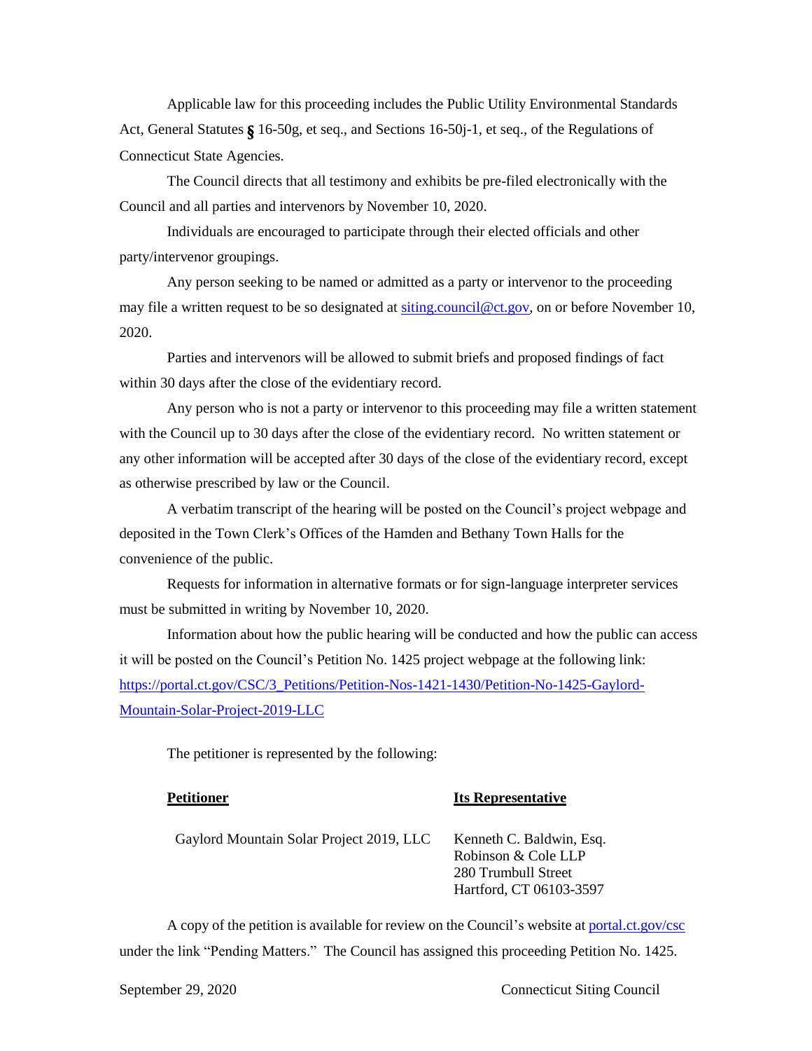Applicable law for this proceeding includes the Public Utility Environmental Standards Act, General Statutes § 16-50g, et seq., and Sections 16-50j-1, et seq., of the Regulations of Connecticut State Agencies.

The Council directs that all testimony and exhibits be pre-filed electronically with the Council and all parties and intervenors by November 10, 2020.

Individuals are encouraged to participate through their elected officials and other party/intervenor groupings.

Any person seeking to be named or admitted as a party or intervenor to the proceeding may file a written request to be so designated at siting.council@ct.gov, on or before November 10, 2020.

Parties and intervenors will be allowed to submit briefs and proposed findings of fact within 30 days after the close of the evidentiary record.

Any person who is not a party or intervenor to this proceeding may file a written statement with the Council up to 30 days after the close of the evidentiary record. No written statement or any other information will be accepted after 30 days of the close of the evidentiary record, except as otherwise prescribed by law or the Council.

A verbatim transcript of the hearing will be posted on the Council's project webpage and deposited in the Town Clerk's Offices of the Hamden and Bethany Town Halls for the convenience of the public.

Requests for information in alternative formats or for sign-language interpreter services must be submitted in writing by November 10, 2020.

Information about how the public hearing will be conducted and how the public can access it will be posted on the Council's Petition No. 1425 project webpage at the following link: https://portal.ct.gov/CSC/3_Petitions/Petition-Nos-1421-1430/Petition-No-1425-Gaylord-Mountain-Solar-Project-2019-LLC

The petitioner is represented by the following:

| **Petitioner** | **Its Representative** |
|---|---|
| Gaylord Mountain Solar Project 2019, LLC | Kenneth C. Baldwin, Esq.<br>Robinson & Cole LLP<br>280 Trumbull Street<br>Hartford, CT 06103-3597 |

A copy of the petition is available for review on the Council's website at portal.ct.gov/csc under the link "Pending Matters." The Council has assigned this proceeding Petition No. 1425.

September 29, 2020 Connecticut Siting Council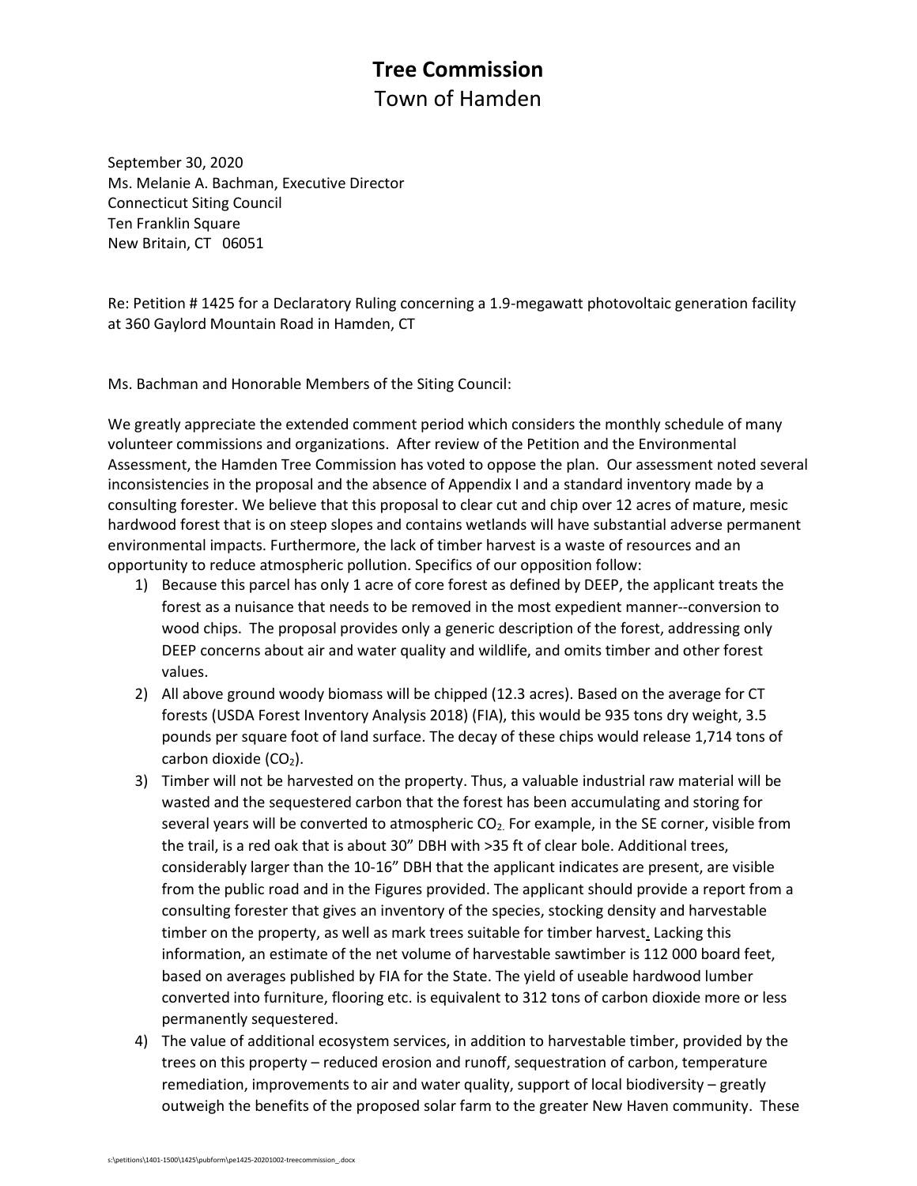# Tree Commission

Town of Hamden

September 30, 2020
Ms. Melanie A. Bachman, Executive Director
Connecticut Siting Council
Ten Franklin Square
New Britain, CT 06051

Re: Petition # 1425 for a Declaratory Ruling concerning a 1.9-megawatt photovoltaic generation facility at 360 Gaylord Mountain Road in Hamden, CT

Ms. Bachman and Honorable Members of the Siting Council:

We greatly appreciate the extended comment period which considers the monthly schedule of many volunteer commissions and organizations. After review of the Petition and the Environmental Assessment, the Hamden Tree Commission has voted to oppose the plan. Our assessment noted several inconsistencies in the proposal and the absence of Appendix I and a standard inventory made by a consulting forester. We believe that this proposal to clear cut and chip over 12 acres of mature, mesic hardwood forest that is on steep slopes and contains wetlands will have substantial adverse permanent environmental impacts. Furthermore, the lack of timber harvest is a waste of resources and an opportunity to reduce atmospheric pollution. Specifics of our opposition follow:

1) Because this parcel has only 1 acre of core forest as defined by DEEP, the applicant treats the forest as a nuisance that needs to be removed in the most expedient manner--conversion to wood chips. The proposal provides only a generic description of the forest, addressing only DEEP concerns about air and water quality and wildlife, and omits timber and other forest values.
2) All above ground woody biomass will be chipped (12.3 acres). Based on the average for CT forests (USDA Forest Inventory Analysis 2018) (FIA), this would be 935 tons dry weight, 3.5 pounds per square foot of land surface. The decay of these chips would release 1,714 tons of carbon dioxide ($CO_2$).
3) Timber will not be harvested on the property. Thus, a valuable industrial raw material will be wasted and the sequestered carbon that the forest has been accumulating and storing for several years will be converted to atmospheric $CO_2$. For example, in the SE corner, visible from the trail, is a red oak that is about 30" DBH with >35 ft of clear bole. Additional trees, considerably larger than the 10-16" DBH that the applicant indicates are present, are visible from the public road and in the Figures provided. The applicant should provide a report from a consulting forester that gives an inventory of the species, stocking density and harvestable timber on the property, as well as mark trees suitable for timber harvest. Lacking this information, an estimate of the net volume of harvestable sawtimber is 112 000 board feet, based on averages published by FIA for the State. The yield of useable hardwood lumber converted into furniture, flooring etc. is equivalent to 312 tons of carbon dioxide more or less permanently sequestered.
4) The value of additional ecosystem services, in addition to harvestable timber, provided by the trees on this property – reduced erosion and runoff, sequestration of carbon, temperature remediation, improvements to air and water quality, support of local biodiversity – greatly outweigh the benefits of the proposed solar farm to the greater New Haven community. These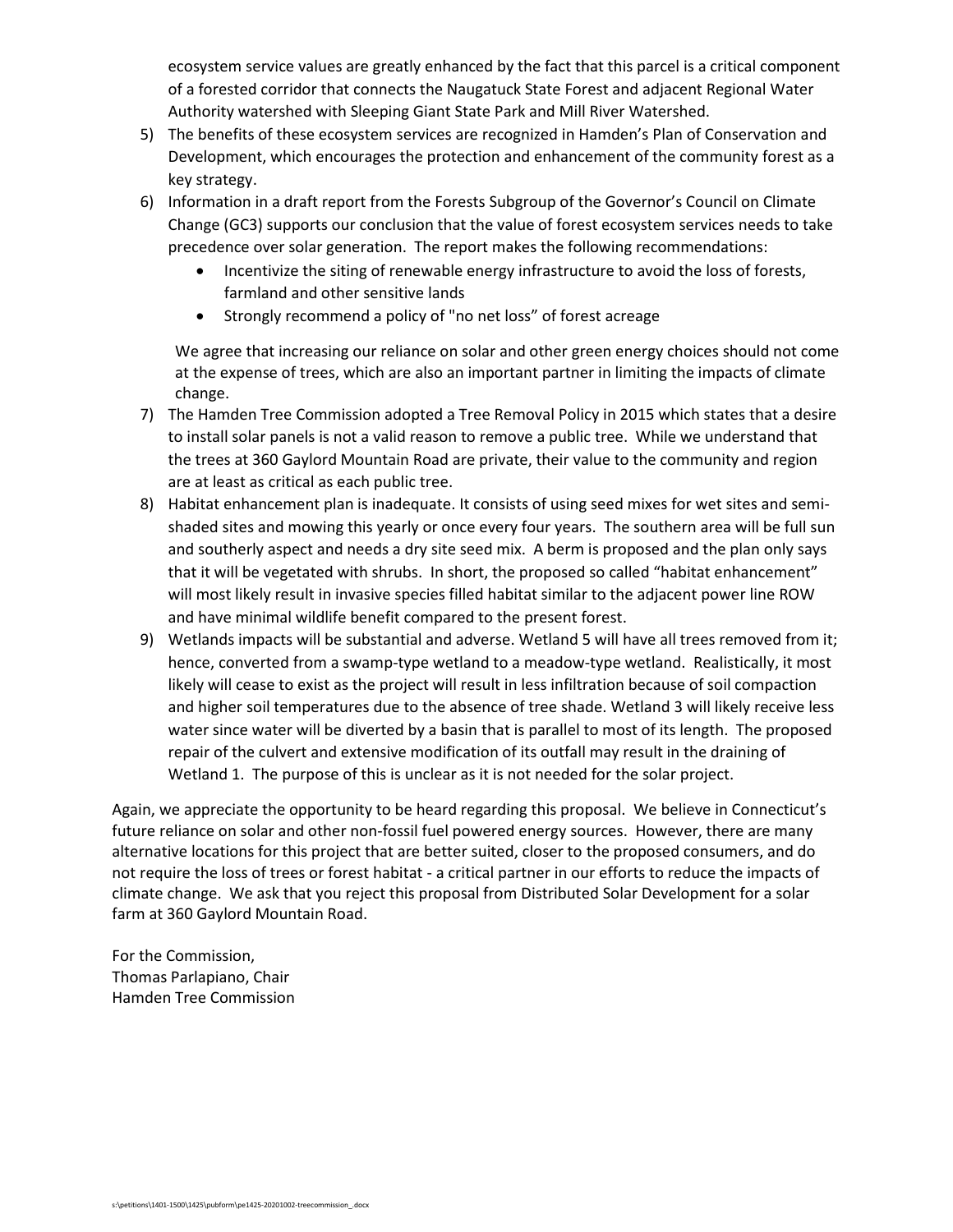ecosystem service values are greatly enhanced by the fact that this parcel is a critical component of a forested corridor that connects the Naugatuck State Forest and adjacent Regional Water Authority watershed with Sleeping Giant State Park and Mill River Watershed.

5) The benefits of these ecosystem services are recognized in Hamden's Plan of Conservation and Development, which encourages the protection and enhancement of the community forest as a key strategy.
6) Information in a draft report from the Forests Subgroup of the Governor's Council on Climate Change (GC3) supports our conclusion that the value of forest ecosystem services needs to take precedence over solar generation. The report makes the following recommendations:
   - Incentivize the siting of renewable energy infrastructure to avoid the loss of forests, farmland and other sensitive lands
   - Strongly recommend a policy of "no net loss" of forest acreage

   We agree that increasing our reliance on solar and other green energy choices should not come at the expense of trees, which are also an important partner in limiting the impacts of climate change.
7) The Hamden Tree Commission adopted a Tree Removal Policy in 2015 which states that a desire to install solar panels is not a valid reason to remove a public tree. While we understand that the trees at 360 Gaylord Mountain Road are private, their value to the community and region are at least as critical as each public tree.
8) Habitat enhancement plan is inadequate. It consists of using seed mixes for wet sites and semi-shaded sites and mowing this yearly or once every four years. The southern area will be full sun and southerly aspect and needs a dry site seed mix. A berm is proposed and the plan only says that it will be vegetated with shrubs. In short, the proposed so called "habitat enhancement" will most likely result in invasive species filled habitat similar to the adjacent power line ROW and have minimal wildlife benefit compared to the present forest.
9) Wetlands impacts will be substantial and adverse. Wetland 5 will have all trees removed from it; hence, converted from a swamp-type wetland to a meadow-type wetland. Realistically, it most likely will cease to exist as the project will result in less infiltration because of soil compaction and higher soil temperatures due to the absence of tree shade. Wetland 3 will likely receive less water since water will be diverted by a basin that is parallel to most of its length. The proposed repair of the culvert and extensive modification of its outfall may result in the draining of Wetland 1. The purpose of this is unclear as it is not needed for the solar project.

Again, we appreciate the opportunity to be heard regarding this proposal. We believe in Connecticut's future reliance on solar and other non-fossil fuel powered energy sources. However, there are many alternative locations for this project that are better suited, closer to the proposed consumers, and do not require the loss of trees or forest habitat - a critical partner in our efforts to reduce the impacts of climate change. We ask that you reject this proposal from Distributed Solar Development for a solar farm at 360 Gaylord Mountain Road.

For the Commission,
Thomas Parlapiano, Chair
Hamden Tree Commission